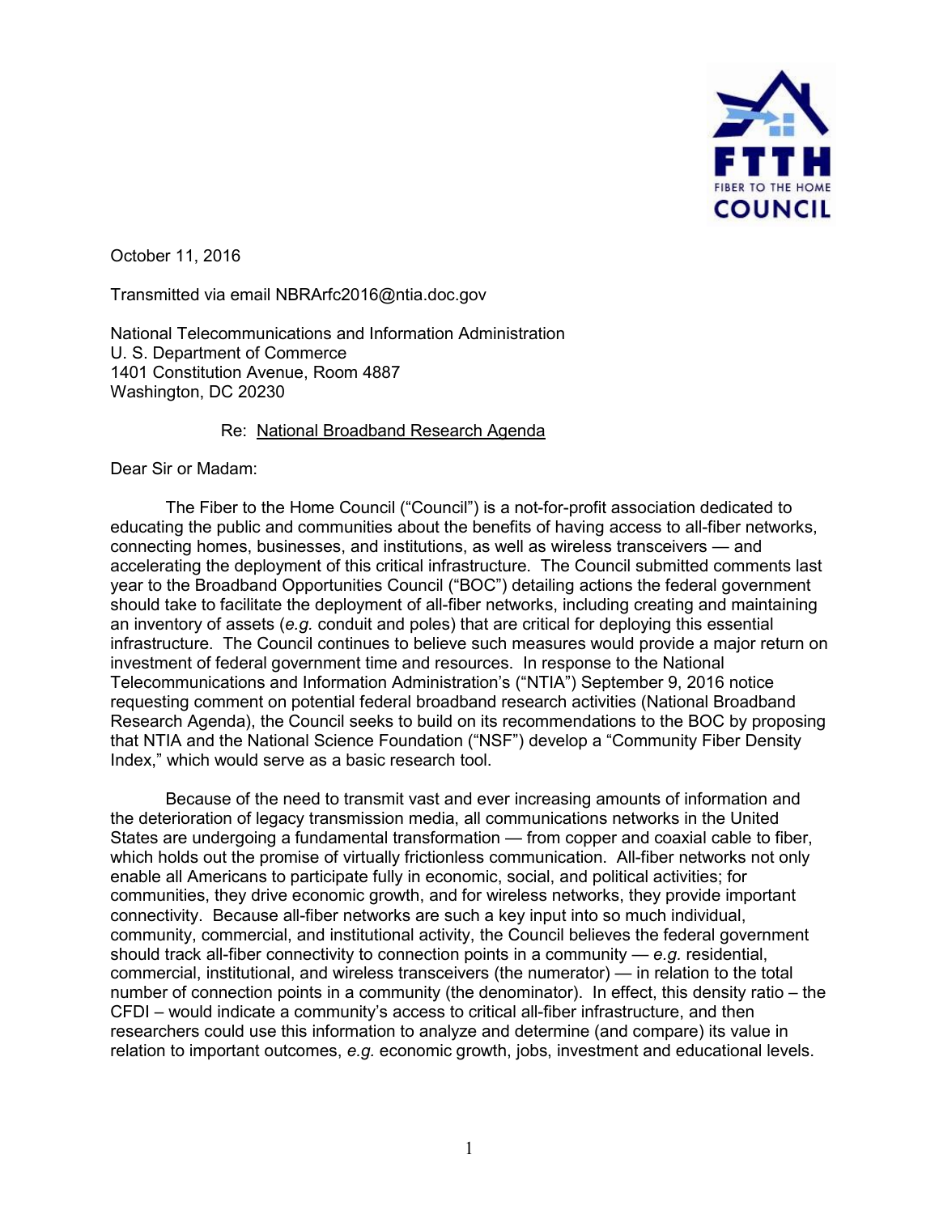October 11, 2016

Transmitted via email NBRArfc2016@ntia.doc.gov

National Telecommunications and Information Administration
U. S. Department of Commerce
1401 Constitution Avenue, Room 4887
Washington, DC 20230

Re: National Broadband Research Agenda

Dear Sir or Madam:

The Fiber to the Home Council ("Council") is a not-for-profit association dedicated to educating the public and communities about the benefits of having access to all-fiber networks, connecting homes, businesses, and institutions, as well as wireless transceivers — and accelerating the deployment of this critical infrastructure. The Council submitted comments last year to the Broadband Opportunities Council ("BOC") detailing actions the federal government should take to facilitate the deployment of all-fiber networks, including creating and maintaining an inventory of assets (*e.g.* conduit and poles) that are critical for deploying this essential infrastructure. The Council continues to believe such measures would provide a major return on investment of federal government time and resources. In response to the National Telecommunications and Information Administration's ("NTIA") September 9, 2016 notice requesting comment on potential federal broadband research activities (National Broadband Research Agenda), the Council seeks to build on its recommendations to the BOC by proposing that NTIA and the National Science Foundation ("NSF") develop a "Community Fiber Density Index," which would serve as a basic research tool.

Because of the need to transmit vast and ever increasing amounts of information and the deterioration of legacy transmission media, all communications networks in the United States are undergoing a fundamental transformation — from copper and coaxial cable to fiber, which holds out the promise of virtually frictionless communication. All-fiber networks not only enable all Americans to participate fully in economic, social, and political activities; for communities, they drive economic growth, and for wireless networks, they provide important connectivity. Because all-fiber networks are such a key input into so much individual, community, commercial, and institutional activity, the Council believes the federal government should track all-fiber connectivity to connection points in a community — *e.g.* residential, commercial, institutional, and wireless transceivers (the numerator) — in relation to the total number of connection points in a community (the denominator). In effect, this density ratio – the CFDI – would indicate a community's access to critical all-fiber infrastructure, and then researchers could use this information to analyze and determine (and compare) its value in relation to important outcomes, *e.g.* economic growth, jobs, investment and educational levels.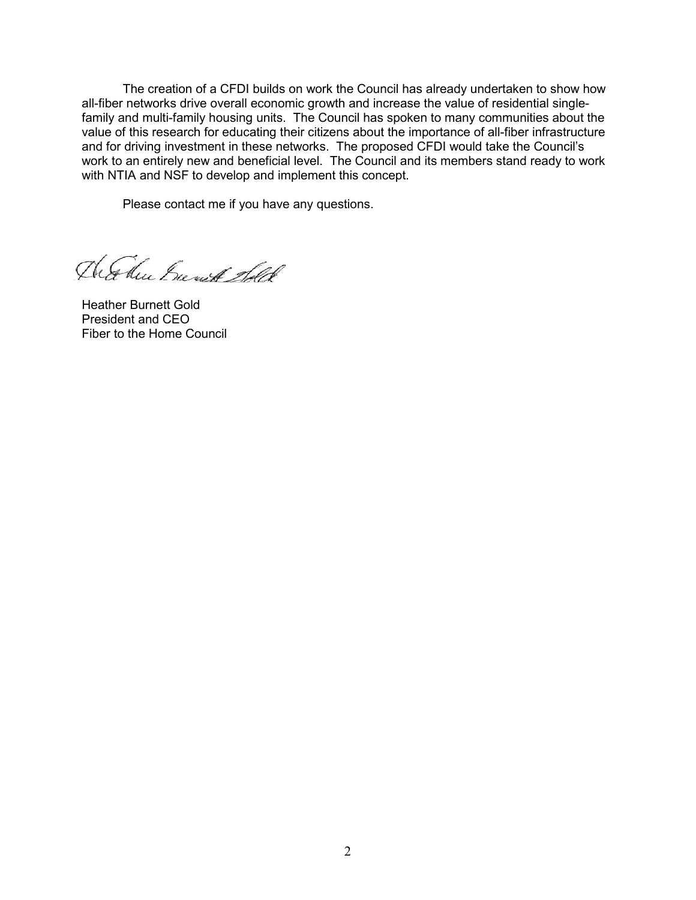The creation of a CFDI builds on work the Council has already undertaken to show how all-fiber networks drive overall economic growth and increase the value of residential single-family and multi-family housing units. The Council has spoken to many communities about the value of this research for educating their citizens about the importance of all-fiber infrastructure and for driving investment in these networks. The proposed CFDI would take the Council's work to an entirely new and beneficial level. The Council and its members stand ready to work with NTIA and NSF to develop and implement this concept.

Please contact me if you have any questions.

Heather Burnett Gold
President and CEO
Fiber to the Home Council